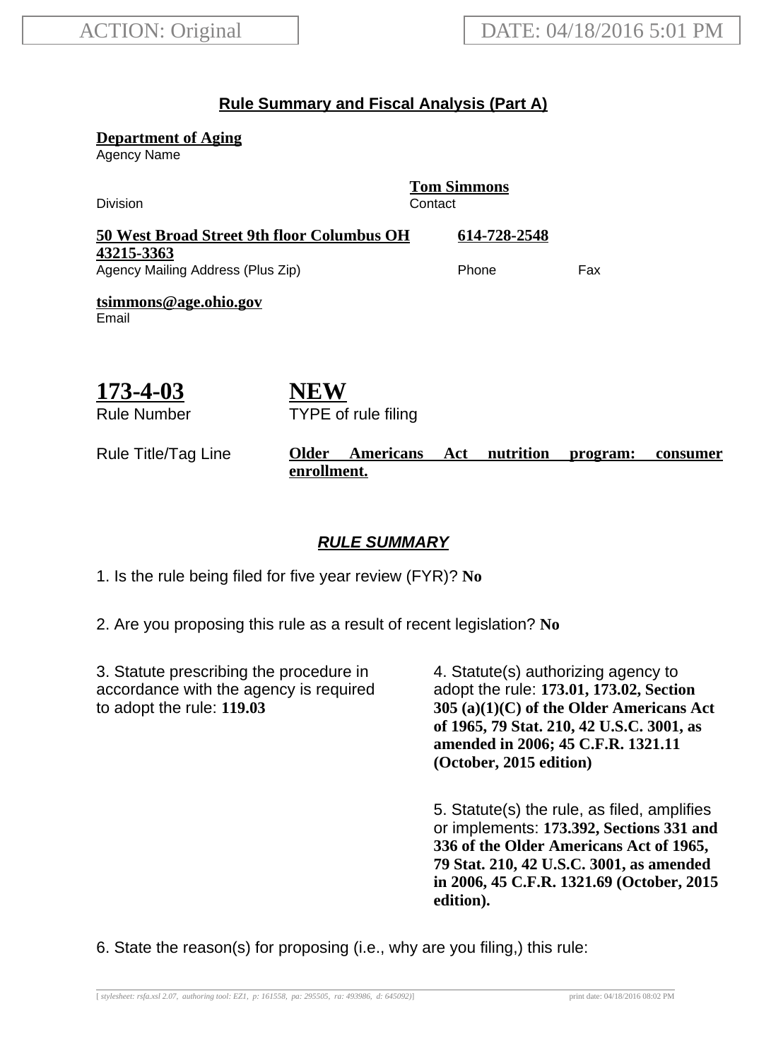ACTION: Original

DATE: 04/18/2016 5:01 PM

## Rule Summary and Fiscal Analysis (Part A)

**Department of Aging**
Agency Name

Division

**Tom Simmons**
Contact

**50 West Broad Street 9th floor Columbus OH 43215-3363**
Agency Mailing Address (Plus Zip)

**614-728-2548**
Phone

Fax

**tsimmons@age.ohio.gov**
Email

**173-4-03**
Rule Number

**NEW**
TYPE of rule filing

Rule Title/Tag Line: **Older Americans Act nutrition program: consumer enrollment.**

### *RULE SUMMARY*

1. Is the rule being filed for five year review (FYR)? **No**

2. Are you proposing this rule as a result of recent legislation? **No**

3. Statute prescribing the procedure in accordance with the agency is required to adopt the rule: **119.03**

4. Statute(s) authorizing agency to adopt the rule: **173.01, 173.02, Section 305 (a)(1)(C) of the Older Americans Act of 1965, 79 Stat. 210, 42 U.S.C. 3001, as amended in 2006; 45 C.F.R. 1321.11 (October, 2015 edition)**

5. Statute(s) the rule, as filed, amplifies or implements: **173.392, Sections 331 and 336 of the Older Americans Act of 1965, 79 Stat. 210, 42 U.S.C. 3001, as amended in 2006, 45 C.F.R. 1321.69 (October, 2015 edition).**

6. State the reason(s) for proposing (i.e., why are you filing,) this rule: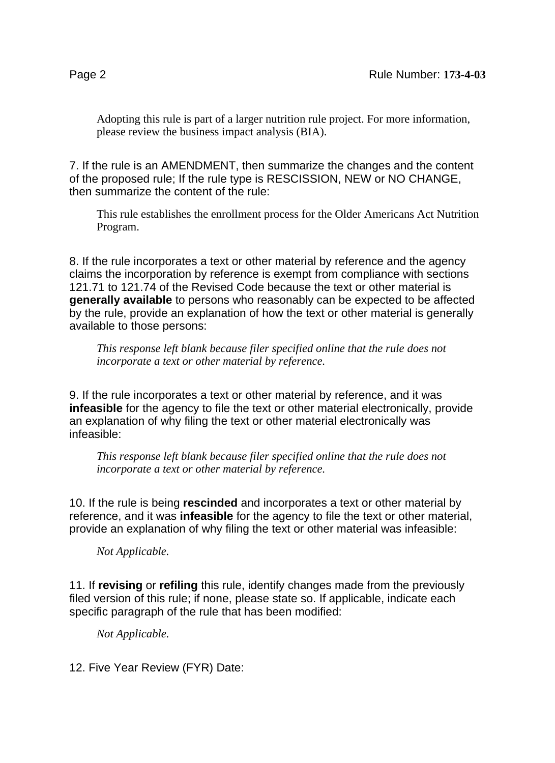Adopting this rule is part of a larger nutrition rule project. For more information, please review the business impact analysis (BIA).

7. If the rule is an AMENDMENT, then summarize the changes and the content of the proposed rule; If the rule type is RESCISSION, NEW or NO CHANGE, then summarize the content of the rule:

This rule establishes the enrollment process for the Older Americans Act Nutrition Program.

8. If the rule incorporates a text or other material by reference and the agency claims the incorporation by reference is exempt from compliance with sections 121.71 to 121.74 of the Revised Code because the text or other material is **generally available** to persons who reasonably can be expected to be affected by the rule, provide an explanation of how the text or other material is generally available to those persons:

*This response left blank because filer specified online that the rule does not incorporate a text or other material by reference.*

9. If the rule incorporates a text or other material by reference, and it was **infeasible** for the agency to file the text or other material electronically, provide an explanation of why filing the text or other material electronically was infeasible:

*This response left blank because filer specified online that the rule does not incorporate a text or other material by reference.*

10. If the rule is being **rescinded** and incorporates a text or other material by reference, and it was **infeasible** for the agency to file the text or other material, provide an explanation of why filing the text or other material was infeasible:

*Not Applicable.*

11. If **revising** or **refiling** this rule, identify changes made from the previously filed version of this rule; if none, please state so. If applicable, indicate each specific paragraph of the rule that has been modified:

*Not Applicable.*

12. Five Year Review (FYR) Date: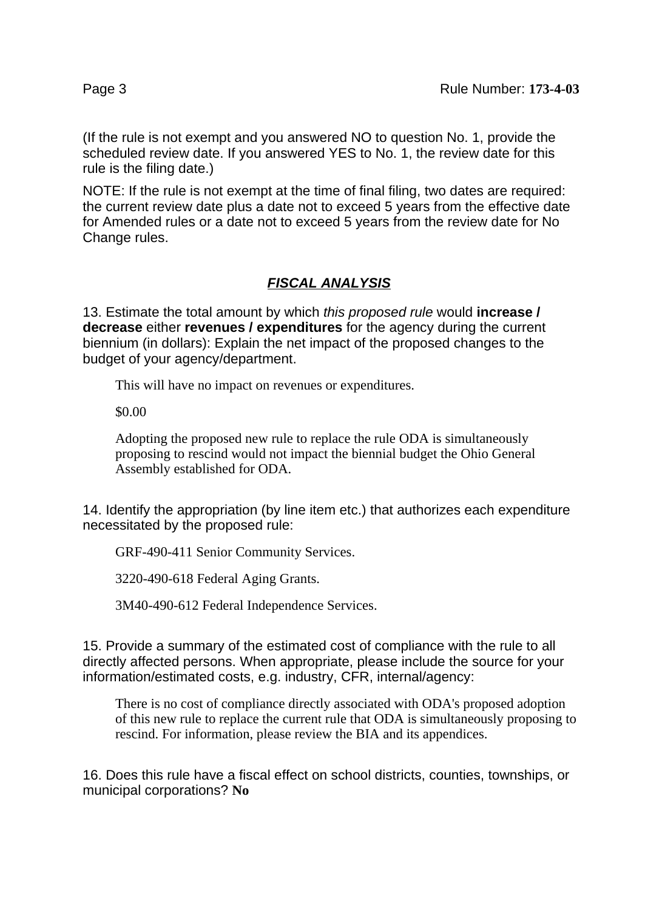(If the rule is not exempt and you answered NO to question No. 1, provide the scheduled review date. If you answered YES to No. 1, the review date for this rule is the filing date.)

NOTE: If the rule is not exempt at the time of final filing, two dates are required: the current review date plus a date not to exceed 5 years from the effective date for Amended rules or a date not to exceed 5 years from the review date for No Change rules.

## ***FISCAL ANALYSIS***

13. Estimate the total amount by which *this proposed rule* would **increase / decrease** either **revenues / expenditures** for the agency during the current biennium (in dollars): Explain the net impact of the proposed changes to the budget of your agency/department.

> This will have no impact on revenues or expenditures.
>
> $0.00
>
> Adopting the proposed new rule to replace the rule ODA is simultaneously proposing to rescind would not impact the biennial budget the Ohio General Assembly established for ODA.

14. Identify the appropriation (by line item etc.) that authorizes each expenditure necessitated by the proposed rule:

> GRF-490-411 Senior Community Services.
>
> 3220-490-618 Federal Aging Grants.
>
> 3M40-490-612 Federal Independence Services.

15. Provide a summary of the estimated cost of compliance with the rule to all directly affected persons. When appropriate, please include the source for your information/estimated costs, e.g. industry, CFR, internal/agency:

> There is no cost of compliance directly associated with ODA's proposed adoption of this new rule to replace the current rule that ODA is simultaneously proposing to rescind. For information, please review the BIA and its appendices.

16. Does this rule have a fiscal effect on school districts, counties, townships, or municipal corporations? **No**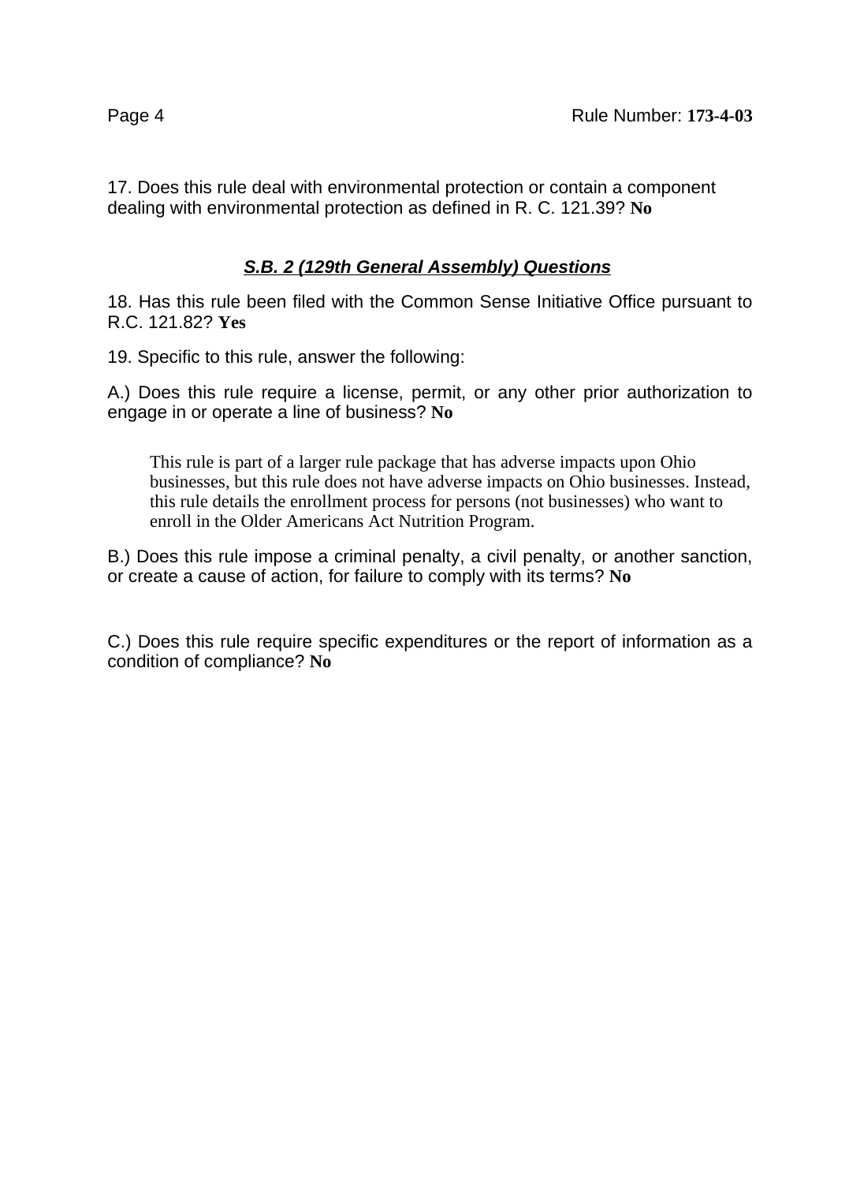17. Does this rule deal with environmental protection or contain a component dealing with environmental protection as defined in R. C. 121.39? **No**

### ***S.B. 2 (129th General Assembly) Questions***

18. Has this rule been filed with the Common Sense Initiative Office pursuant to R.C. 121.82? **Yes**

19. Specific to this rule, answer the following:

A.) Does this rule require a license, permit, or any other prior authorization to engage in or operate a line of business? **No**

> This rule is part of a larger rule package that has adverse impacts upon Ohio businesses, but this rule does not have adverse impacts on Ohio businesses. Instead, this rule details the enrollment process for persons (not businesses) who want to enroll in the Older Americans Act Nutrition Program.

B.) Does this rule impose a criminal penalty, a civil penalty, or another sanction, or create a cause of action, for failure to comply with its terms? **No**

C.) Does this rule require specific expenditures or the report of information as a condition of compliance? **No**